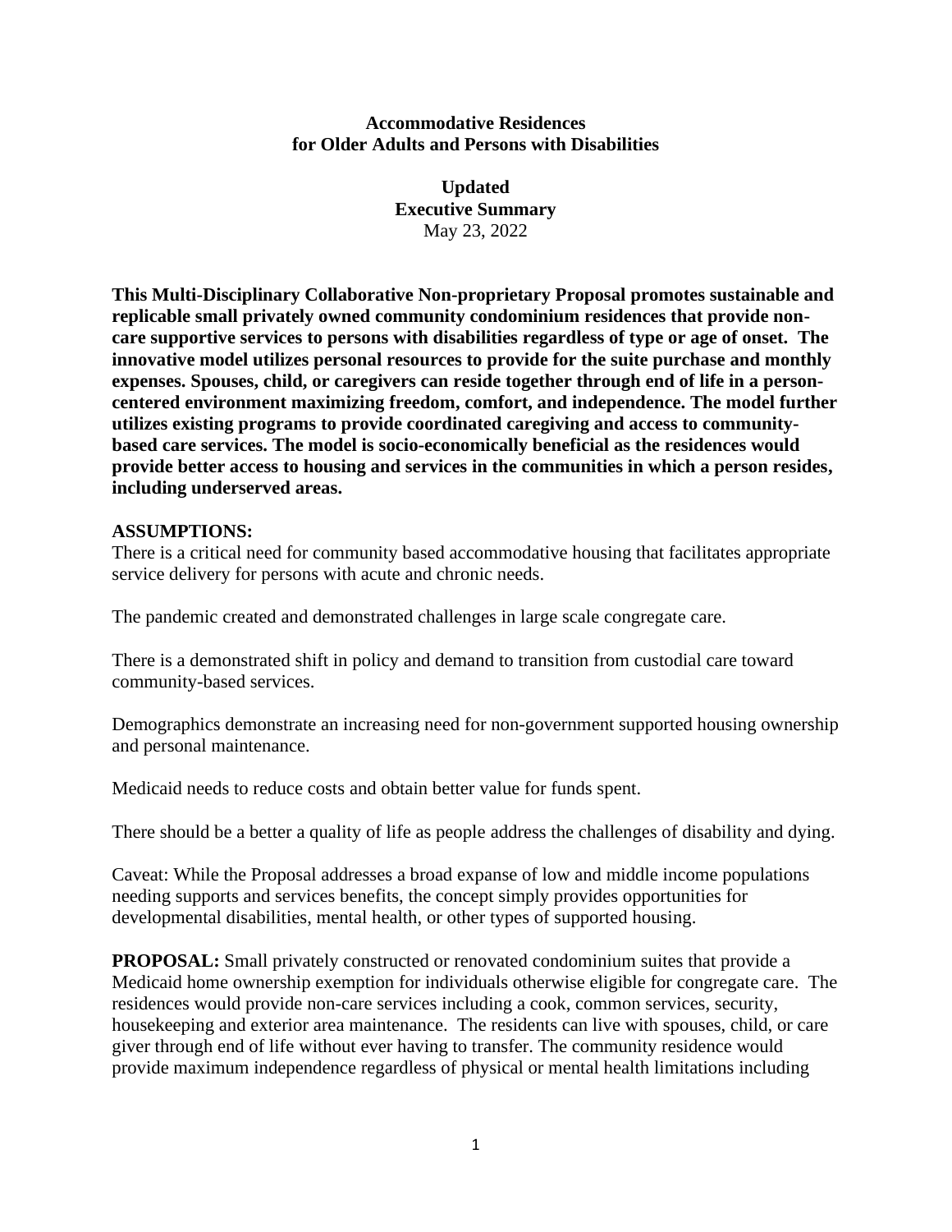**Accommodative Residences**
**for Older Adults and Persons with Disabilities**

**Updated**
**Executive Summary**
May 23, 2022

**This Multi-Disciplinary Collaborative Non-proprietary Proposal promotes sustainable and replicable small privately owned community condominium residences that provide non-care supportive services to persons with disabilities regardless of type or age of onset. The innovative model utilizes personal resources to provide for the suite purchase and monthly expenses. Spouses, child, or caregivers can reside together through end of life in a person-centered environment maximizing freedom, comfort, and independence. The model further utilizes existing programs to provide coordinated caregiving and access to community-based care services. The model is socio-economically beneficial as the residences would provide better access to housing and services in the communities in which a person resides, including underserved areas.**

**ASSUMPTIONS:**

There is a critical need for community based accommodative housing that facilitates appropriate service delivery for persons with acute and chronic needs.

The pandemic created and demonstrated challenges in large scale congregate care.

There is a demonstrated shift in policy and demand to transition from custodial care toward community-based services.

Demographics demonstrate an increasing need for non-government supported housing ownership and personal maintenance.

Medicaid needs to reduce costs and obtain better value for funds spent.

There should be a better a quality of life as people address the challenges of disability and dying.

Caveat: While the Proposal addresses a broad expanse of low and middle income populations needing supports and services benefits, the concept simply provides opportunities for developmental disabilities, mental health, or other types of supported housing.

**PROPOSAL:** Small privately constructed or renovated condominium suites that provide a Medicaid home ownership exemption for individuals otherwise eligible for congregate care. The residences would provide non-care services including a cook, common services, security, housekeeping and exterior area maintenance. The residents can live with spouses, child, or care giver through end of life without ever having to transfer. The community residence would provide maximum independence regardless of physical or mental health limitations including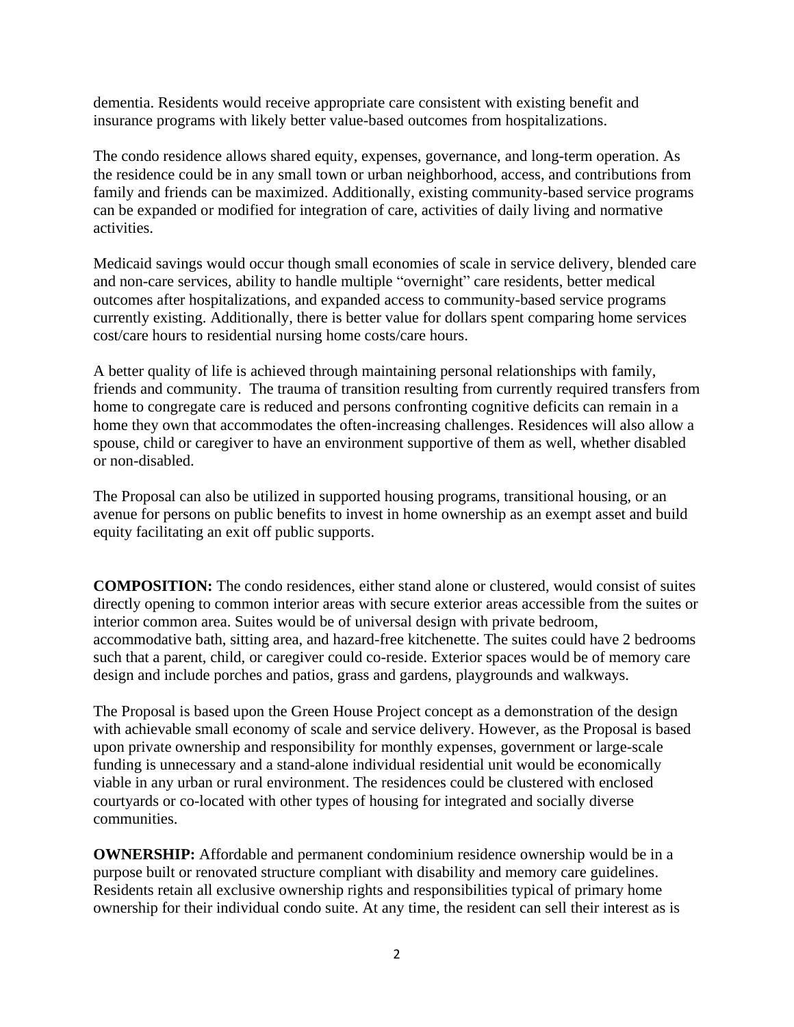dementia. Residents would receive appropriate care consistent with existing benefit and insurance programs with likely better value-based outcomes from hospitalizations.

The condo residence allows shared equity, expenses, governance, and long-term operation. As the residence could be in any small town or urban neighborhood, access, and contributions from family and friends can be maximized. Additionally, existing community-based service programs can be expanded or modified for integration of care, activities of daily living and normative activities.

Medicaid savings would occur though small economies of scale in service delivery, blended care and non-care services, ability to handle multiple "overnight" care residents, better medical outcomes after hospitalizations, and expanded access to community-based service programs currently existing. Additionally, there is better value for dollars spent comparing home services cost/care hours to residential nursing home costs/care hours.

A better quality of life is achieved through maintaining personal relationships with family, friends and community. The trauma of transition resulting from currently required transfers from home to congregate care is reduced and persons confronting cognitive deficits can remain in a home they own that accommodates the often-increasing challenges. Residences will also allow a spouse, child or caregiver to have an environment supportive of them as well, whether disabled or non-disabled.

The Proposal can also be utilized in supported housing programs, transitional housing, or an avenue for persons on public benefits to invest in home ownership as an exempt asset and build equity facilitating an exit off public supports.

**COMPOSITION:** The condo residences, either stand alone or clustered, would consist of suites directly opening to common interior areas with secure exterior areas accessible from the suites or interior common area. Suites would be of universal design with private bedroom, accommodative bath, sitting area, and hazard-free kitchenette. The suites could have 2 bedrooms such that a parent, child, or caregiver could co-reside. Exterior spaces would be of memory care design and include porches and patios, grass and gardens, playgrounds and walkways.

The Proposal is based upon the Green House Project concept as a demonstration of the design with achievable small economy of scale and service delivery. However, as the Proposal is based upon private ownership and responsibility for monthly expenses, government or large-scale funding is unnecessary and a stand-alone individual residential unit would be economically viable in any urban or rural environment. The residences could be clustered with enclosed courtyards or co-located with other types of housing for integrated and socially diverse communities.

**OWNERSHIP:** Affordable and permanent condominium residence ownership would be in a purpose built or renovated structure compliant with disability and memory care guidelines. Residents retain all exclusive ownership rights and responsibilities typical of primary home ownership for their individual condo suite. At any time, the resident can sell their interest as is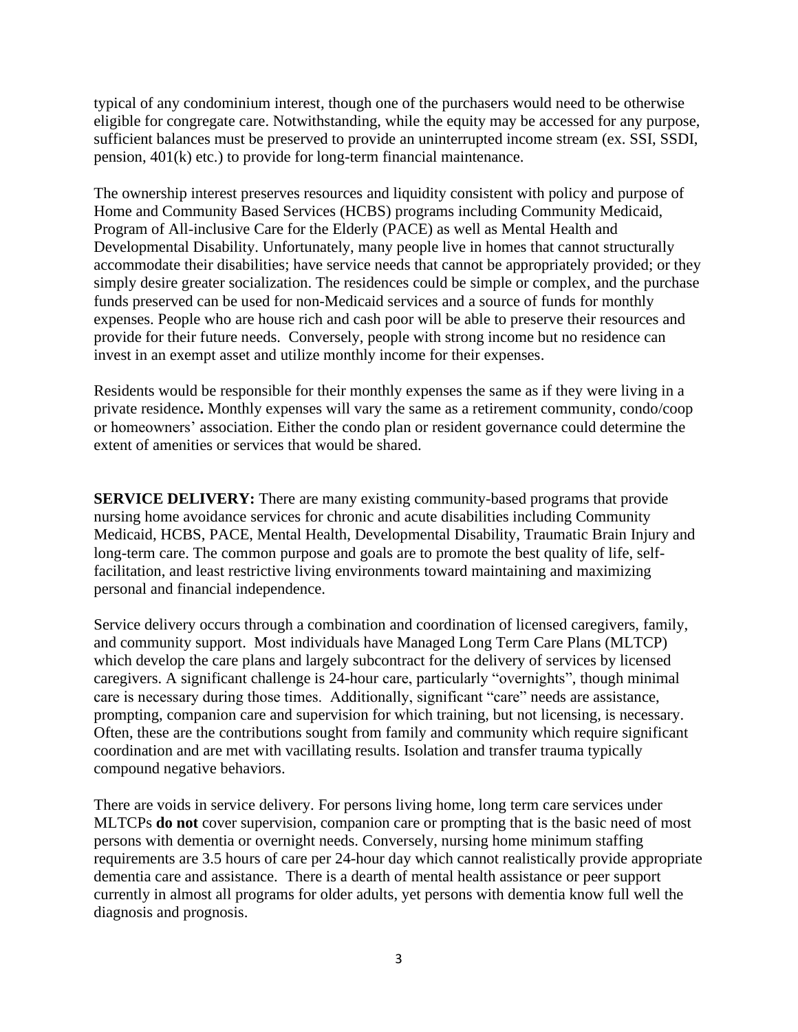typical of any condominium interest, though one of the purchasers would need to be otherwise eligible for congregate care. Notwithstanding, while the equity may be accessed for any purpose, sufficient balances must be preserved to provide an uninterrupted income stream (ex. SSI, SSDI, pension, 401(k) etc.) to provide for long-term financial maintenance.

The ownership interest preserves resources and liquidity consistent with policy and purpose of Home and Community Based Services (HCBS) programs including Community Medicaid, Program of All-inclusive Care for the Elderly (PACE) as well as Mental Health and Developmental Disability. Unfortunately, many people live in homes that cannot structurally accommodate their disabilities; have service needs that cannot be appropriately provided; or they simply desire greater socialization. The residences could be simple or complex, and the purchase funds preserved can be used for non-Medicaid services and a source of funds for monthly expenses. People who are house rich and cash poor will be able to preserve their resources and provide for their future needs. Conversely, people with strong income but no residence can invest in an exempt asset and utilize monthly income for their expenses.

Residents would be responsible for their monthly expenses the same as if they were living in a private residence**.** Monthly expenses will vary the same as a retirement community, condo/coop or homeowners' association. Either the condo plan or resident governance could determine the extent of amenities or services that would be shared.

**SERVICE DELIVERY:** There are many existing community-based programs that provide nursing home avoidance services for chronic and acute disabilities including Community Medicaid, HCBS, PACE, Mental Health, Developmental Disability, Traumatic Brain Injury and long-term care. The common purpose and goals are to promote the best quality of life, self-facilitation, and least restrictive living environments toward maintaining and maximizing personal and financial independence.

Service delivery occurs through a combination and coordination of licensed caregivers, family, and community support. Most individuals have Managed Long Term Care Plans (MLTCP) which develop the care plans and largely subcontract for the delivery of services by licensed caregivers. A significant challenge is 24-hour care, particularly "overnights", though minimal care is necessary during those times. Additionally, significant "care" needs are assistance, prompting, companion care and supervision for which training, but not licensing, is necessary. Often, these are the contributions sought from family and community which require significant coordination and are met with vacillating results. Isolation and transfer trauma typically compound negative behaviors.

There are voids in service delivery. For persons living home, long term care services under MLTCPs **do not** cover supervision, companion care or prompting that is the basic need of most persons with dementia or overnight needs. Conversely, nursing home minimum staffing requirements are 3.5 hours of care per 24-hour day which cannot realistically provide appropriate dementia care and assistance. There is a dearth of mental health assistance or peer support currently in almost all programs for older adults, yet persons with dementia know full well the diagnosis and prognosis.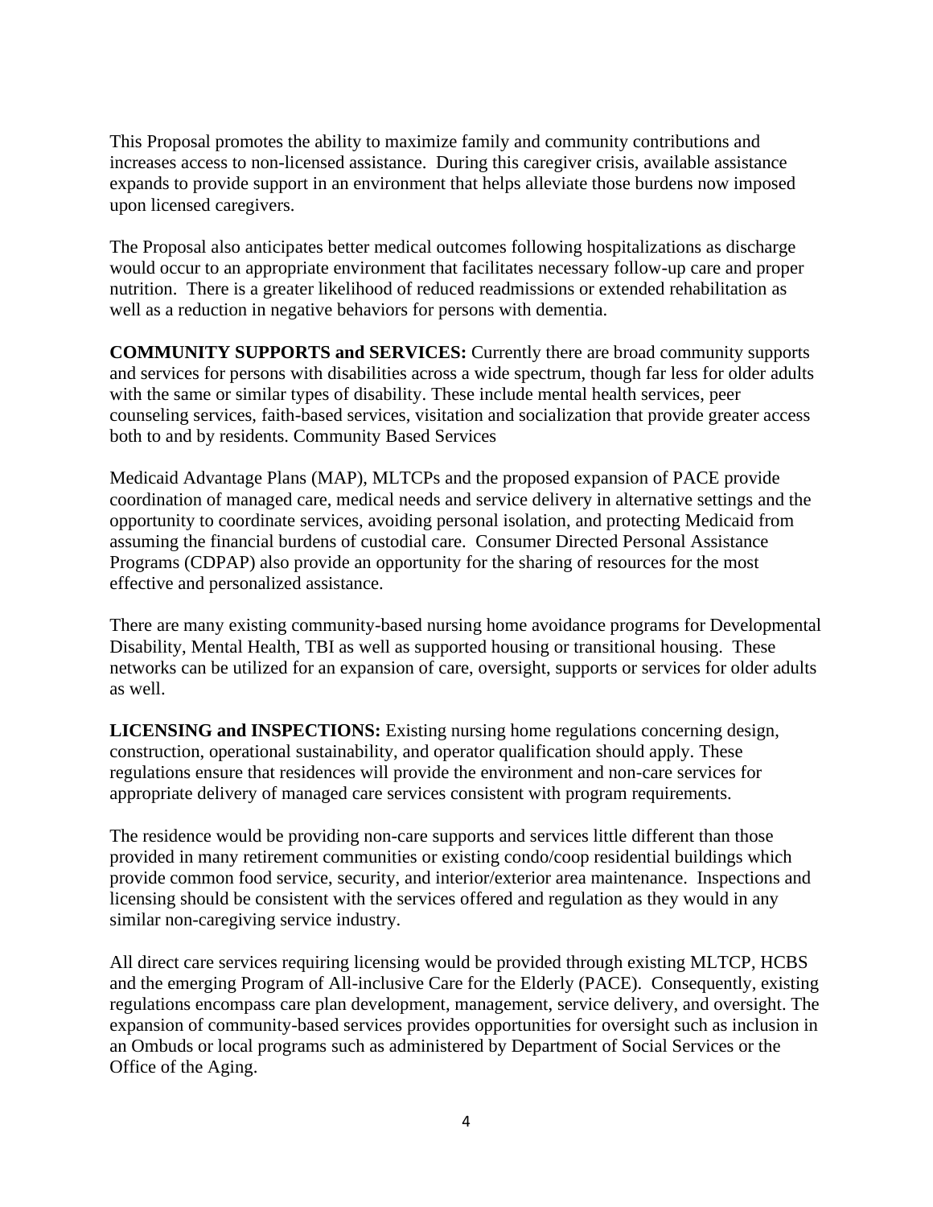This Proposal promotes the ability to maximize family and community contributions and increases access to non-licensed assistance. During this caregiver crisis, available assistance expands to provide support in an environment that helps alleviate those burdens now imposed upon licensed caregivers.

The Proposal also anticipates better medical outcomes following hospitalizations as discharge would occur to an appropriate environment that facilitates necessary follow-up care and proper nutrition. There is a greater likelihood of reduced readmissions or extended rehabilitation as well as a reduction in negative behaviors for persons with dementia.

**COMMUNITY SUPPORTS and SERVICES:** Currently there are broad community supports and services for persons with disabilities across a wide spectrum, though far less for older adults with the same or similar types of disability. These include mental health services, peer counseling services, faith-based services, visitation and socialization that provide greater access both to and by residents. Community Based Services

Medicaid Advantage Plans (MAP), MLTCPs and the proposed expansion of PACE provide coordination of managed care, medical needs and service delivery in alternative settings and the opportunity to coordinate services, avoiding personal isolation, and protecting Medicaid from assuming the financial burdens of custodial care. Consumer Directed Personal Assistance Programs (CDPAP) also provide an opportunity for the sharing of resources for the most effective and personalized assistance.

There are many existing community-based nursing home avoidance programs for Developmental Disability, Mental Health, TBI as well as supported housing or transitional housing. These networks can be utilized for an expansion of care, oversight, supports or services for older adults as well.

**LICENSING and INSPECTIONS:** Existing nursing home regulations concerning design, construction, operational sustainability, and operator qualification should apply. These regulations ensure that residences will provide the environment and non-care services for appropriate delivery of managed care services consistent with program requirements.

The residence would be providing non-care supports and services little different than those provided in many retirement communities or existing condo/coop residential buildings which provide common food service, security, and interior/exterior area maintenance. Inspections and licensing should be consistent with the services offered and regulation as they would in any similar non-caregiving service industry.

All direct care services requiring licensing would be provided through existing MLTCP, HCBS and the emerging Program of All-inclusive Care for the Elderly (PACE). Consequently, existing regulations encompass care plan development, management, service delivery, and oversight. The expansion of community-based services provides opportunities for oversight such as inclusion in an Ombuds or local programs such as administered by Department of Social Services or the Office of the Aging.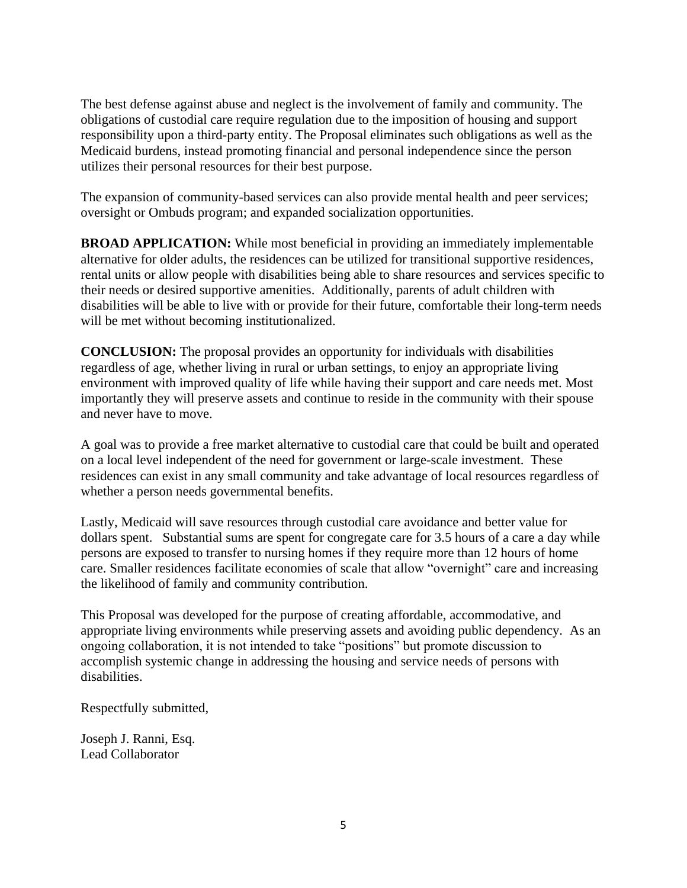The best defense against abuse and neglect is the involvement of family and community. The obligations of custodial care require regulation due to the imposition of housing and support responsibility upon a third-party entity. The Proposal eliminates such obligations as well as the Medicaid burdens, instead promoting financial and personal independence since the person utilizes their personal resources for their best purpose.

The expansion of community-based services can also provide mental health and peer services; oversight or Ombuds program; and expanded socialization opportunities.

**BROAD APPLICATION:** While most beneficial in providing an immediately implementable alternative for older adults, the residences can be utilized for transitional supportive residences, rental units or allow people with disabilities being able to share resources and services specific to their needs or desired supportive amenities. Additionally, parents of adult children with disabilities will be able to live with or provide for their future, comfortable their long-term needs will be met without becoming institutionalized.

**CONCLUSION:** The proposal provides an opportunity for individuals with disabilities regardless of age, whether living in rural or urban settings, to enjoy an appropriate living environment with improved quality of life while having their support and care needs met. Most importantly they will preserve assets and continue to reside in the community with their spouse and never have to move.

A goal was to provide a free market alternative to custodial care that could be built and operated on a local level independent of the need for government or large-scale investment. These residences can exist in any small community and take advantage of local resources regardless of whether a person needs governmental benefits.

Lastly, Medicaid will save resources through custodial care avoidance and better value for dollars spent. Substantial sums are spent for congregate care for 3.5 hours of a care a day while persons are exposed to transfer to nursing homes if they require more than 12 hours of home care. Smaller residences facilitate economies of scale that allow "overnight" care and increasing the likelihood of family and community contribution.

This Proposal was developed for the purpose of creating affordable, accommodative, and appropriate living environments while preserving assets and avoiding public dependency. As an ongoing collaboration, it is not intended to take "positions" but promote discussion to accomplish systemic change in addressing the housing and service needs of persons with disabilities.

Respectfully submitted,

Joseph J. Ranni, Esq.
Lead Collaborator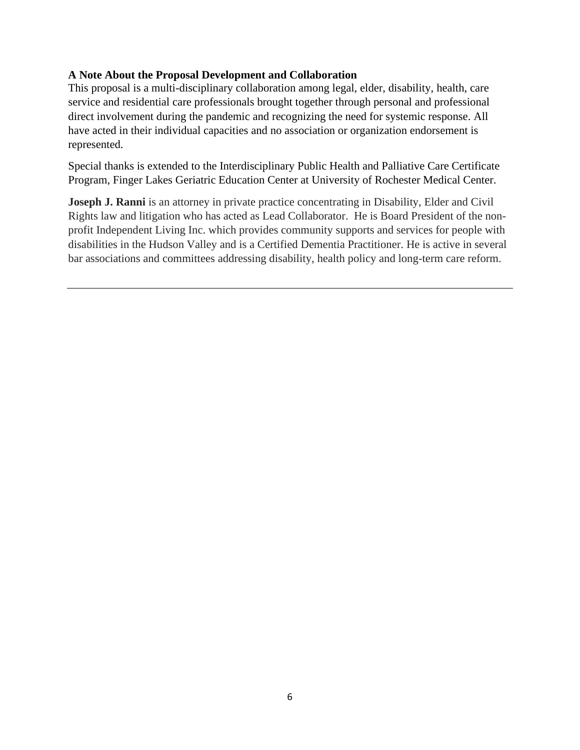**A Note About the Proposal Development and Collaboration**

This proposal is a multi-disciplinary collaboration among legal, elder, disability, health, care service and residential care professionals brought together through personal and professional direct involvement during the pandemic and recognizing the need for systemic response. All have acted in their individual capacities and no association or organization endorsement is represented.

Special thanks is extended to the Interdisciplinary Public Health and Palliative Care Certificate Program, Finger Lakes Geriatric Education Center at University of Rochester Medical Center.

**Joseph J. Ranni** is an attorney in private practice concentrating in Disability, Elder and Civil Rights law and litigation who has acted as Lead Collaborator. He is Board President of the non-profit Independent Living Inc. which provides community supports and services for people with disabilities in the Hudson Valley and is a Certified Dementia Practitioner. He is active in several bar associations and committees addressing disability, health policy and long-term care reform.

---